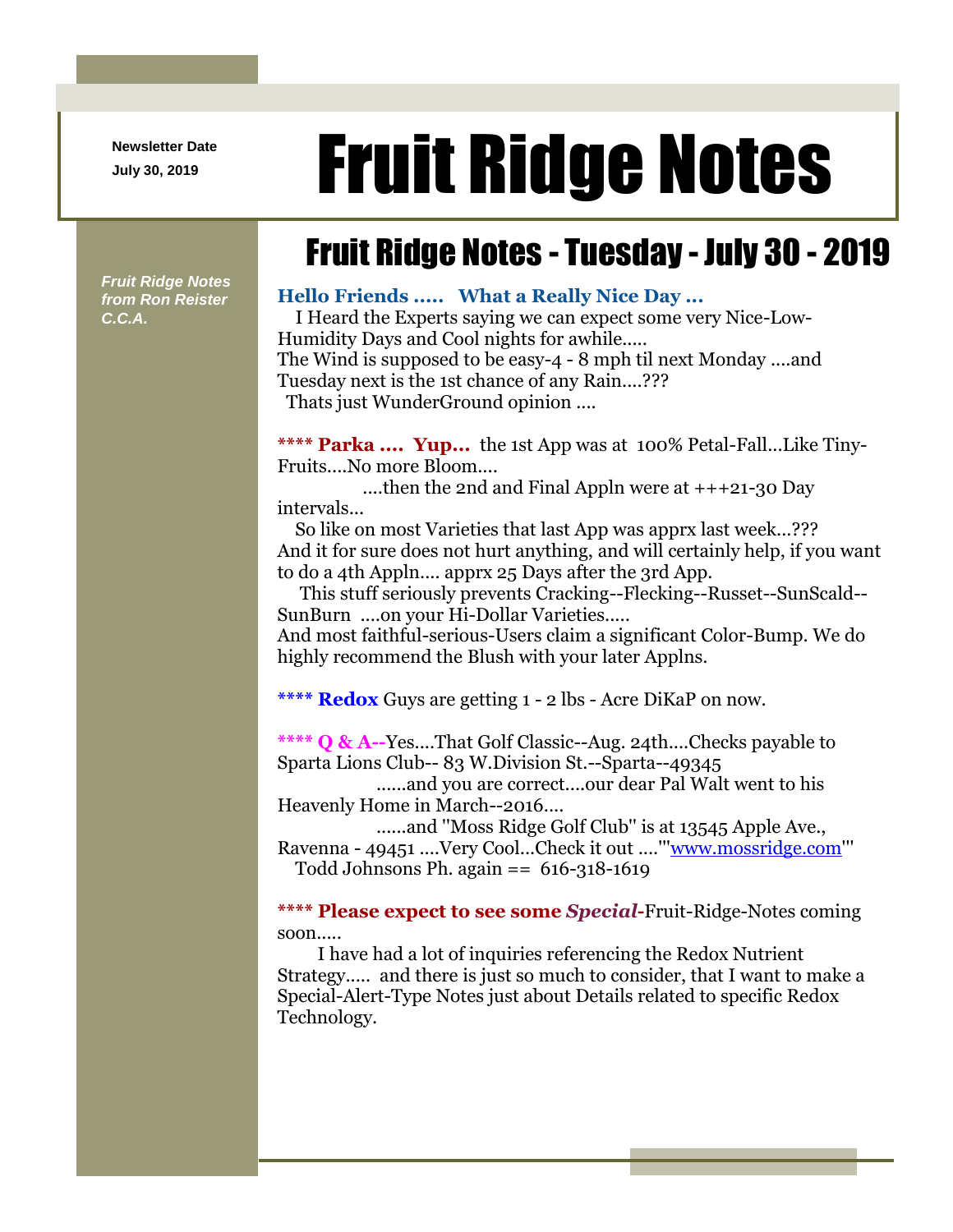Newsletter Date
July 30, 2019

# Fruit Ridge Notes

*Fruit Ridge Notes from Ron Reister C.C.A.*

## Fruit Ridge Notes - Tuesday - July 30 - 2019

**Hello Friends ..... What a Really Nice Day ...**

I Heard the Experts saying we can expect some very Nice-Low-Humidity Days and Cool nights for awhile.....
The Wind is supposed to be easy-4 - 8 mph til next Monday ....and Tuesday next is the 1st chance of any Rain....???
Thats just WunderGround opinion ....

**\*\*\*\* Parka .... Yup...** the 1st App was at 100% Petal-Fall...Like Tiny-Fruits....No more Bloom....
....then the 2nd and Final Appln were at +++21-30 Day intervals...
So like on most Varieties that last App was apprx last week...???
And it for sure does not hurt anything, and will certainly help, if you want to do a 4th Appln.... apprx 25 Days after the 3rd App.
This stuff seriously prevents Cracking--Flecking--Russet--SunScald--SunBurn ....on your Hi-Dollar Varieties.....
And most faithful-serious-Users claim a significant Color-Bump. We do highly recommend the Blush with your later Applns.

**\*\*\*\* Redox** Guys are getting 1 - 2 lbs - Acre DiKaP on now.

**\*\*\*\* Q & A--**Yes....That Golf Classic--Aug. 24th....Checks payable to Sparta Lions Club-- 83 W.Division St.--Sparta--49345
......and you are correct....our dear Pal Walt went to his Heavenly Home in March--2016....
......and "Moss Ridge Golf Club" is at 13545 Apple Ave., Ravenna - 49451 ....Very Cool...Check it out ...."'www.mossridge.com'"
Todd Johnsons Ph. again == 616-318-1619

**\*\*\*\* Please expect to see some *Special*-**Fruit-Ridge-Notes coming soon.....
I have had a lot of inquiries referencing the Redox Nutrient Strategy..... and there is just so much to consider, that I want to make a Special-Alert-Type Notes just about Details related to specific Redox Technology.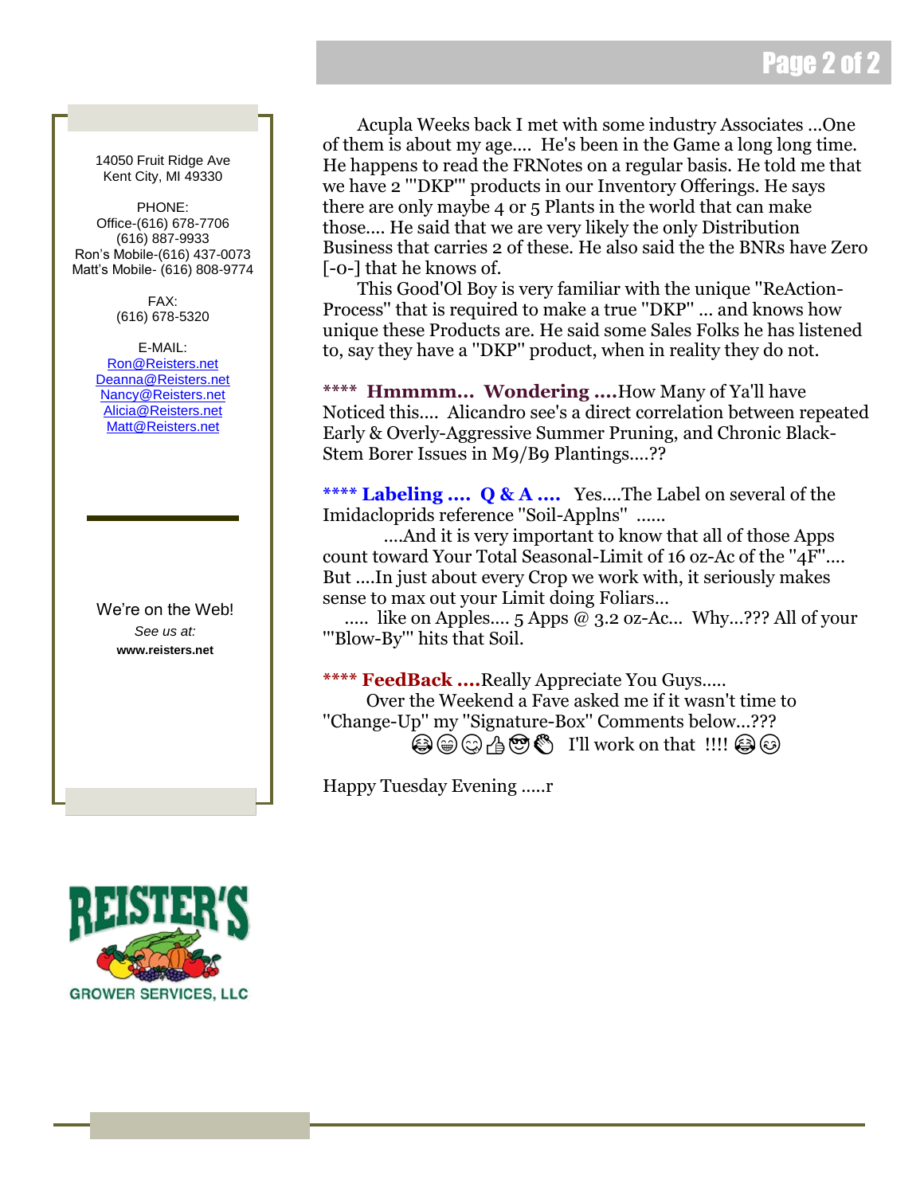14050 Fruit Ridge Ave
Kent City, MI 49330

PHONE:
Office-(616) 678-7706
(616) 887-9933
Ron's Mobile-(616) 437-0073
Matt's Mobile- (616) 808-9774

FAX:
(616) 678-5320

E-MAIL:
Ron@Reisters.net
Deanna@Reisters.net
Nancy@Reisters.net
Alicia@Reisters.net
Matt@Reisters.net

We're on the Web!
*See us at:*
**www.reisters.net**

REISTER'S GROWER SERVICES, LLC

Acupla Weeks back I met with some industry Associates ...One of them is about my age.... He's been in the Game a long long time. He happens to read the FRNotes on a regular basis. He told me that we have 2 "'DKP"' products in our Inventory Offerings. He says there are only maybe 4 or 5 Plants in the world that can make those.... He said that we are very likely the only Distribution Business that carries 2 of these. He also said the the BNRs have Zero [-0-] that he knows of.

This Good'Ol Boy is very familiar with the unique "ReAction-Process" that is required to make a true "DKP" ... and knows how unique these Products are. He said some Sales Folks he has listened to, say they have a "DKP" product, when in reality they do not.

**** **Hmmmm... Wondering ....**How Many of Ya'll have Noticed this.... Alicandro see's a direct correlation between repeated Early & Overly-Aggressive Summer Pruning, and Chronic Black-Stem Borer Issues in M9/B9 Plantings....??

**** **Labeling .... Q & A ....** Yes....The Label on several of the Imidaclioprids reference "Soil-Applns" ......

....And it is very important to know that all of those Apps count toward Your Total Seasonal-Limit of 16 oz-Ac of the "4F".... But ....In just about every Crop we work with, it seriously makes sense to max out your Limit doing Foliars...

..... like on Apples.... 5 Apps @ 3.2 oz-Ac... Why...??? All of your "'Blow-By"' hits that Soil.

**** **FeedBack ....**Really Appreciate You Guys.....

Over the Weekend a Fave asked me if it wasn't time to "Change-Up" my "Signature-Box" Comments below...???

😂😁😋👍😎👏 I'll work on that !!!! 😂😊

Happy Tuesday Evening .....r